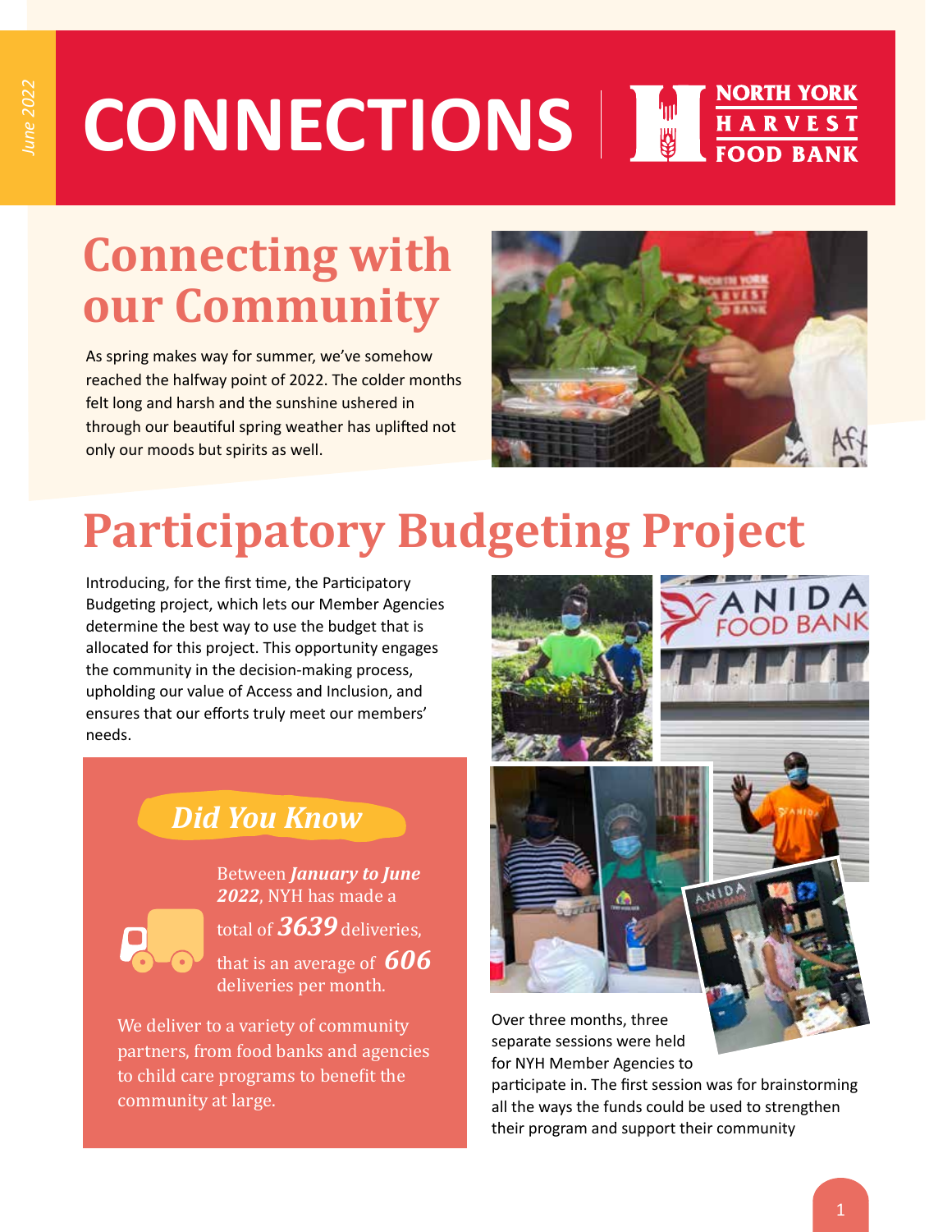# CONNECTIONS | NORTH YORK HARVEST FOOD BANK

*June 2022*

## Connecting with our Community

As spring makes way for summer, we've somehow reached the halfway point of 2022. The colder months felt long and harsh and the sunshine ushered in through our beautiful spring weather has uplifted not only our moods but spirits as well.

## Participatory Budgeting Project

Introducing, for the first time, the Participatory Budgeting project, which lets our Member Agencies determine the best way to use the budget that is allocated for this project. This opportunity engages the community in the decision-making process, upholding our value of Access and Inclusion, and ensures that our efforts truly meet our members' needs.

### *Did You Know*

Between ***January to June 2022***, NYH has made a total of ***3639*** deliveries, that is an average of ***606*** deliveries per month.

We deliver to a variety of community partners, from food banks and agencies to child care programs to benefit the community at large.

Over three months, three separate sessions were held for NYH Member Agencies to participate in. The first session was for brainstorming all the ways the funds could be used to strengthen their program and support their community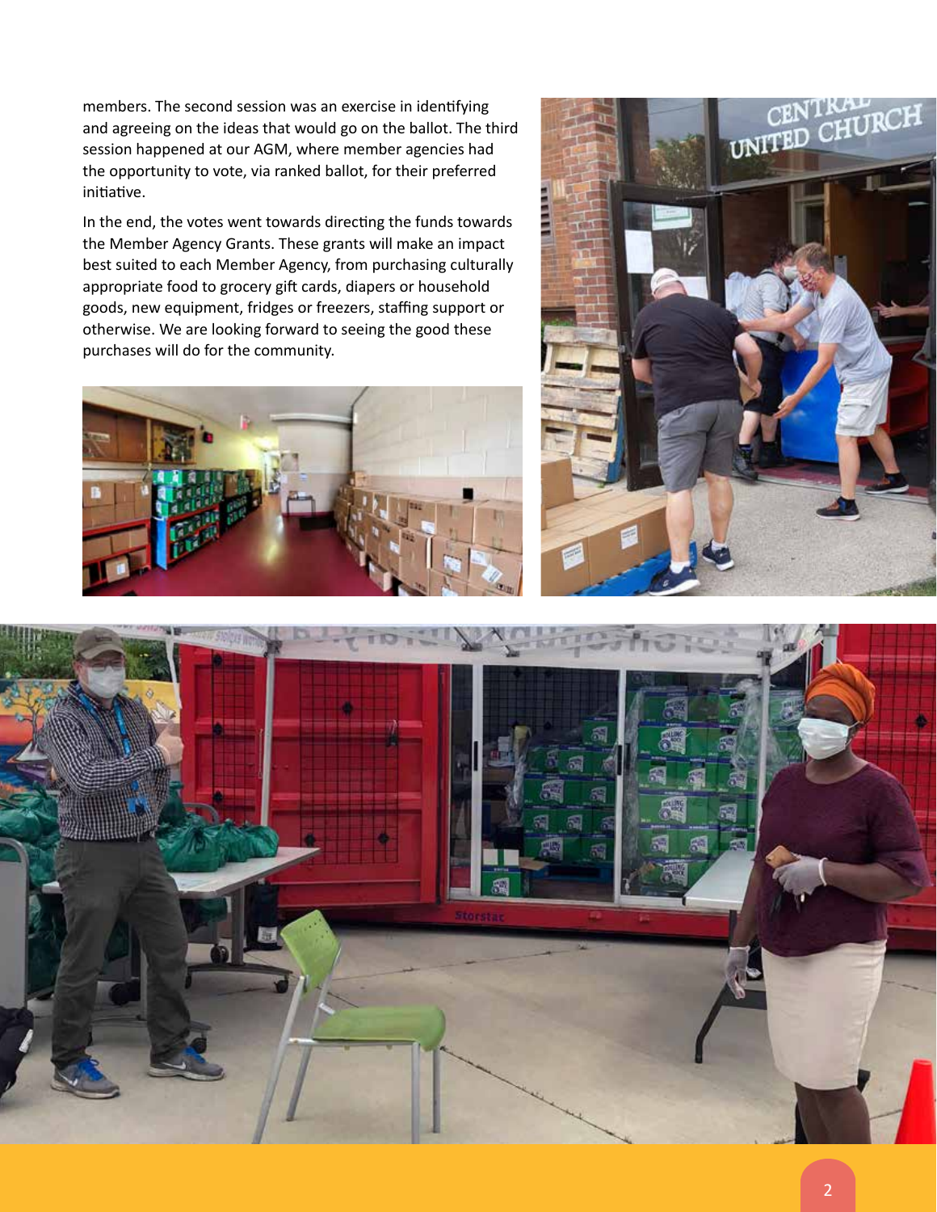members. The second session was an exercise in identifying and agreeing on the ideas that would go on the ballot. The third session happened at our AGM, where member agencies had the opportunity to vote, via ranked ballot, for their preferred initiative.

In the end, the votes went towards directing the funds towards the Member Agency Grants. These grants will make an impact best suited to each Member Agency, from purchasing culturally appropriate food to grocery gift cards, diapers or household goods, new equipment, fridges or freezers, staffing support or otherwise. We are looking forward to seeing the good these purchases will do for the community.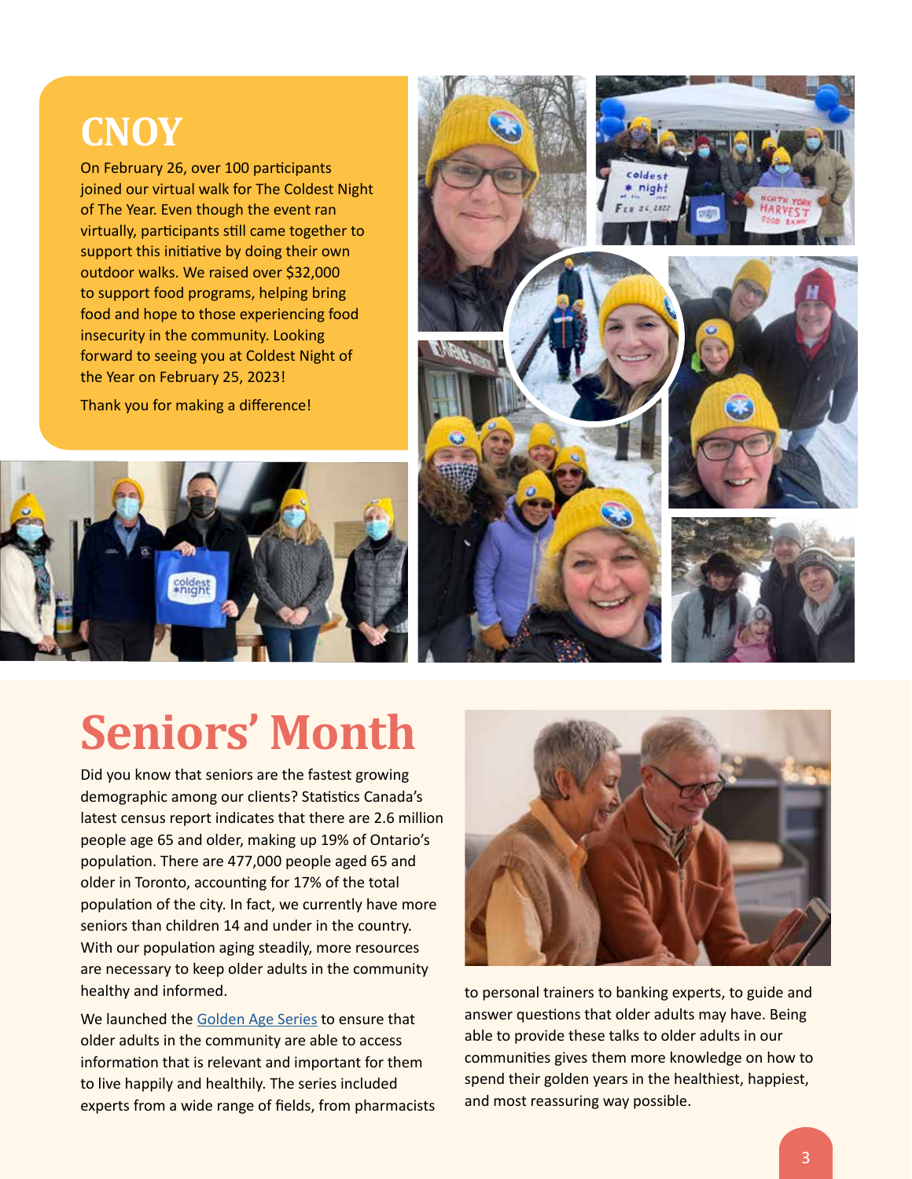# CNOY

On February 26, over 100 participants joined our virtual walk for The Coldest Night of The Year. Even though the event ran virtually, participants still came together to support this initiative by doing their own outdoor walks. We raised over $32,000 to support food programs, helping bring food and hope to those experiencing food insecurity in the community. Looking forward to seeing you at Coldest Night of the Year on February 25, 2023!

Thank you for making a difference!

# Seniors' Month

Did you know that seniors are the fastest growing demographic among our clients? Statistics Canada's latest census report indicates that there are 2.6 million people age 65 and older, making up 19% of Ontario's population. There are 477,000 people aged 65 and older in Toronto, accounting for 17% of the total population of the city. In fact, we currently have more seniors than children 14 and under in the country. With our population aging steadily, more resources are necessary to keep older adults in the community healthy and informed.

We launched the Golden Age Series to ensure that older adults in the community are able to access information that is relevant and important for them to live happily and healthily. The series included experts from a wide range of fields, from pharmacists to personal trainers to banking experts, to guide and answer questions that older adults may have. Being able to provide these talks to older adults in our communities gives them more knowledge on how to spend their golden years in the healthiest, happiest, and most reassuring way possible.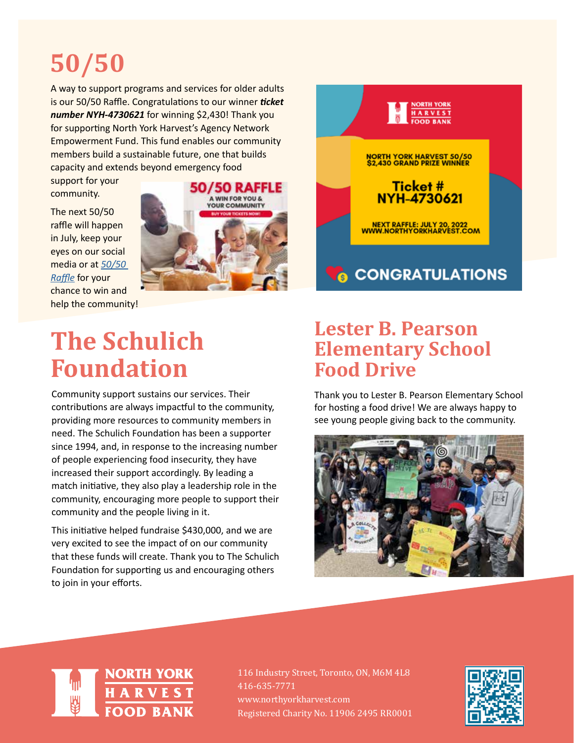# 50/50

A way to support programs and services for older adults is our 50/50 Raffle. Congratulations to our winner ***ticket number NYH-4730621*** for winning $2,430! Thank you for supporting North York Harvest's Agency Network Empowerment Fund. This fund enables our community members build a sustainable future, one that builds capacity and extends beyond emergency food support for your community.

The next 50/50 raffle will happen in July, keep your eyes on our social media or at *50/50 Raffle* for your chance to win and help the community!

# The Schulich Foundation

Community support sustains our services. Their contributions are always impactful to the community, providing more resources to community members in need. The Schulich Foundation has been a supporter since 1994, and, in response to the increasing number of people experiencing food insecurity, they have increased their support accordingly. By leading a match initiative, they also play a leadership role in the community, encouraging more people to support their community and the people living in it.

This initiative helped fundraise $430,000, and we are very excited to see the impact of on our community that these funds will create. Thank you to The Schulich Foundation for supporting us and encouraging others to join in your efforts.

# Lester B. Pearson Elementary School Food Drive

Thank you to Lester B. Pearson Elementary School for hosting a food drive! We are always happy to see young people giving back to the community.

NORTH YORK HARVEST FOOD BANK

116 Industry Street, Toronto, ON, M6M 4L8
416-635-7771
www.northyorkharvest.com
Registered Charity No. 11906 2495 RR0001